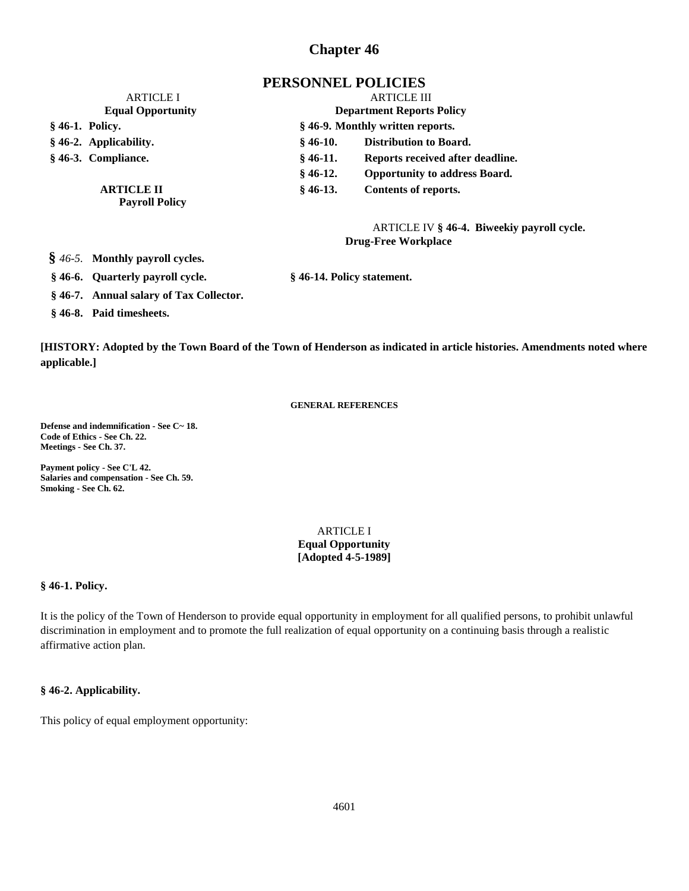# Chapter 46

# PERSONNEL POLICIES

ARTICLE I
**Equal Opportunity**

**§ 46-1. Policy.**

**§ 46-2. Applicability.**

**§ 46-3. Compliance.**

**ARTICLE II**
**Payroll Policy**

**§ 46-4. Biweekiy payroll cycle.**

**§** *46-5.* **Monthly payroll cycles.**

**§ 46-6. Quarterly payroll cycle.**

**§ 46-7. Annual salary of Tax Collector.**

**§ 46-8. Paid timesheets.**

ARTICLE III
**Department Reports Policy**

**§ 46-9. Monthly written reports.**

**§ 46-10. Distribution to Board.**

**§ 46-11. Reports received after deadline.**

**§ 46-12. Opportunity to address Board.**

**§ 46-13. Contents of reports.**

ARTICLE IV
**Drug-Free Workplace**

**§ 46-14. Policy statement.**

**[HISTORY: Adopted by the Town Board of the Town of Henderson as indicated in article histories. Amendments noted where applicable.]**

**GENERAL REFERENCES**

**Defense and indemnification - See C~ 18.**
**Code of Ethics - See Ch. 22.**
**Meetings - See Ch. 37.**

**Payment policy - See C'L 42.**
**Salaries and compensation - See Ch. 59.**
**Smoking - See Ch. 62.**

ARTICLE I
**Equal Opportunity**
**[Adopted 4-5-1989]**

**§ 46-1. Policy.**

It is the policy of the Town of Henderson to provide equal opportunity in employment for all qualified persons, to prohibit unlawful discrimination in employment and to promote the full realization of equal opportunity on a continuing basis through a realistic affirmative action plan.

**§ 46-2. Applicability.**

This policy of equal employment opportunity: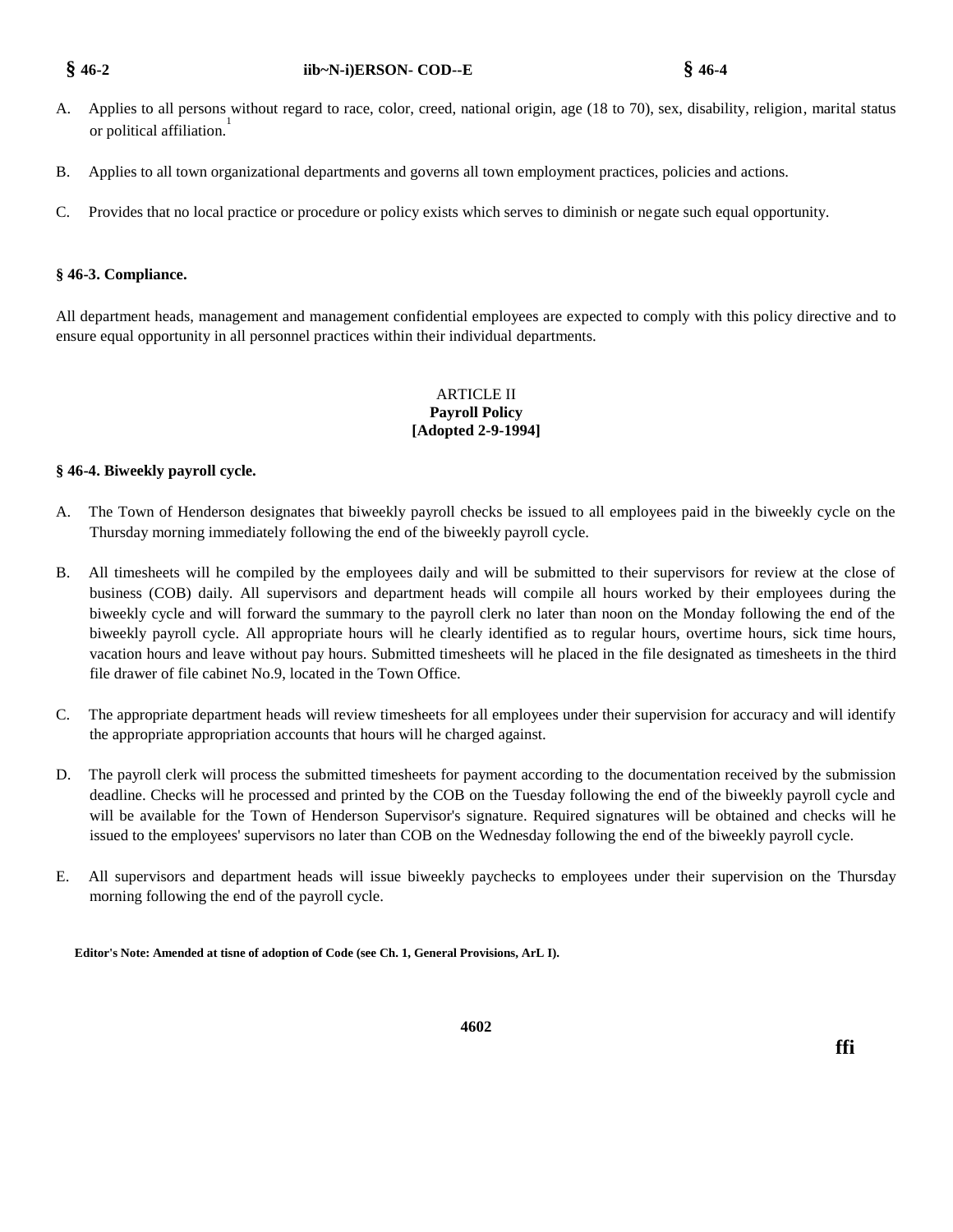A. Applies to all persons without regard to race, color, creed, national origin, age (18 to 70), sex, disability, religion, marital status or political affiliation.[1]

B. Applies to all town organizational departments and governs all town employment practices, policies and actions.

C. Provides that no local practice or procedure or policy exists which serves to diminish or negate such equal opportunity.

### § 46-3. Compliance.

All department heads, management and management confidential employees are expected to comply with this policy directive and to ensure equal opportunity in all personnel practices within their individual departments.

## ARTICLE II
## Payroll Policy
## [Adopted 2-9-1994]

### § 46-4. Biweekly payroll cycle.

A. The Town of Henderson designates that biweekly payroll checks be issued to all employees paid in the biweekly cycle on the Thursday morning immediately following the end of the biweekly payroll cycle.

B. All timesheets will he compiled by the employees daily and will be submitted to their supervisors for review at the close of business (COB) daily. All supervisors and department heads will compile all hours worked by their employees during the biweekly cycle and will forward the summary to the payroll clerk no later than noon on the Monday following the end of the biweekly payroll cycle. All appropriate hours will he clearly identified as to regular hours, overtime hours, sick time hours, vacation hours and leave without pay hours. Submitted timesheets will he placed in the file designated as timesheets in the third file drawer of file cabinet No.9, located in the Town Office.

C. The appropriate department heads will review timesheets for all employees under their supervision for accuracy and will identify the appropriate appropriation accounts that hours will he charged against.

D. The payroll clerk will process the submitted timesheets for payment according to the documentation received by the submission deadline. Checks will he processed and printed by the COB on the Tuesday following the end of the biweekly payroll cycle and will be available for the Town of Henderson Supervisor's signature. Required signatures will be obtained and checks will he issued to the employees' supervisors no later than COB on the Wednesday following the end of the biweekly payroll cycle.

E. All supervisors and department heads will issue biweekly paychecks to employees under their supervision on the Thursday morning following the end of the payroll cycle.

**Editor's Note: Amended at tisne of adoption of Code (see Ch. 1, General Provisions, ArL I).**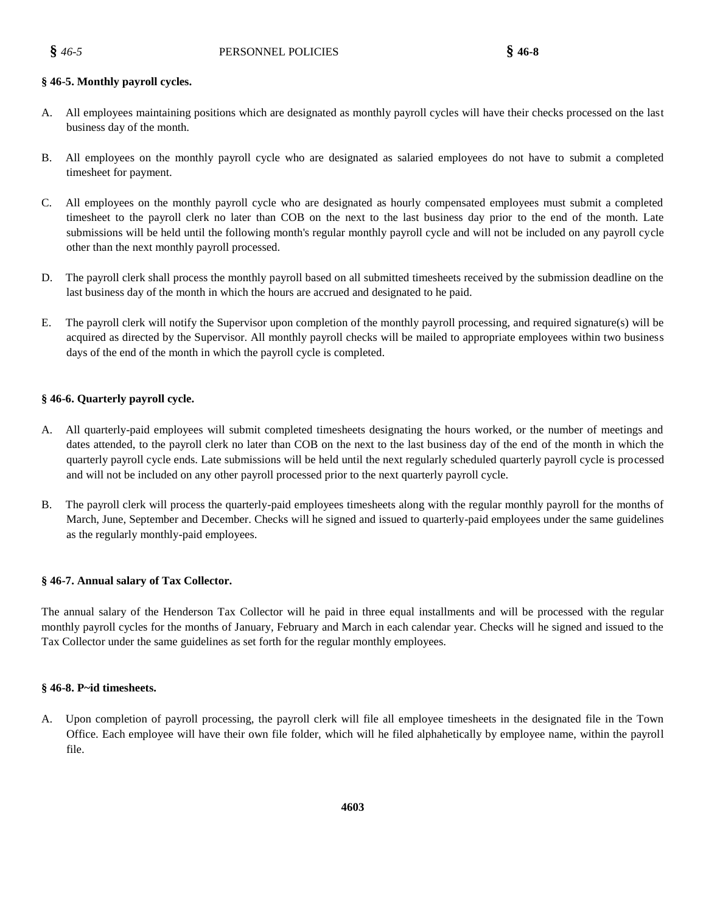### § 46-5. Monthly payroll cycles.

A. All employees maintaining positions which are designated as monthly payroll cycles will have their checks processed on the last business day of the month.

B. All employees on the monthly payroll cycle who are designated as salaried employees do not have to submit a completed timesheet for payment.

C. All employees on the monthly payroll cycle who are designated as hourly compensated employees must submit a completed timesheet to the payroll clerk no later than COB on the next to the last business day prior to the end of the month. Late submissions will be held until the following month's regular monthly payroll cycle and will not be included on any payroll cycle other than the next monthly payroll processed.

D. The payroll clerk shall process the monthly payroll based on all submitted timesheets received by the submission deadline on the last business day of the month in which the hours are accrued and designated to he paid.

E. The payroll clerk will notify the Supervisor upon completion of the monthly payroll processing, and required signature(s) will be acquired as directed by the Supervisor. All monthly payroll checks will be mailed to appropriate employees within two business days of the end of the month in which the payroll cycle is completed.

### § 46-6. Quarterly payroll cycle.

A. All quarterly-paid employees will submit completed timesheets designating the hours worked, or the number of meetings and dates attended, to the payroll clerk no later than COB on the next to the last business day of the end of the month in which the quarterly payroll cycle ends. Late submissions will be held until the next regularly scheduled quarterly payroll cycle is processed and will not be included on any other payroll processed prior to the next quarterly payroll cycle.

B. The payroll clerk will process the quarterly-paid employees timesheets along with the regular monthly payroll for the months of March, June, September and December. Checks will he signed and issued to quarterly-paid employees under the same guidelines as the regularly monthly-paid employees.

### § 46-7. Annual salary of Tax Collector.

The annual salary of the Henderson Tax Collector will he paid in three equal installments and will be processed with the regular monthly payroll cycles for the months of January, February and March in each calendar year. Checks will he signed and issued to the Tax Collector under the same guidelines as set forth for the regular monthly employees.

### § 46-8. P~id timesheets.

A. Upon completion of payroll processing, the payroll clerk will file all employee timesheets in the designated file in the Town Office. Each employee will have their own file folder, which will he filed alphahetically by employee name, within the payroll file.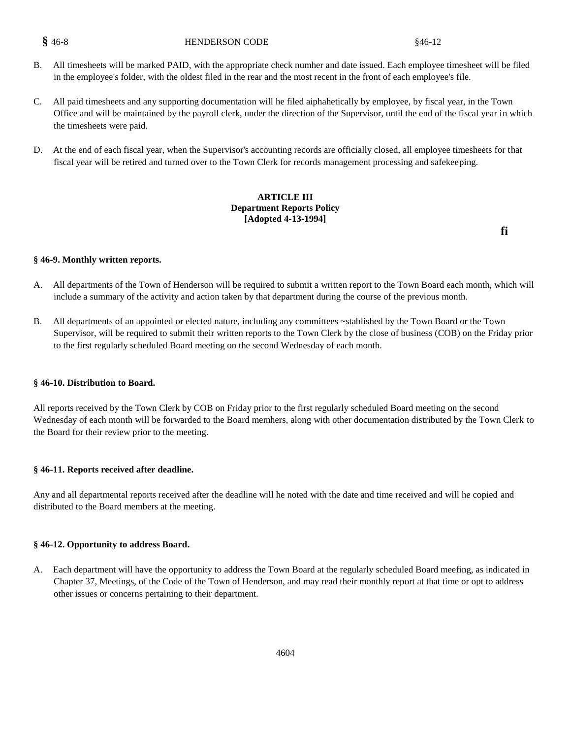B. All timesheets will be marked PAID, with the appropriate check numher and date issued. Each employee timesheet will be filed in the employee's folder, with the oldest filed in the rear and the most recent in the front of each employee's file.

C. All paid timesheets and any supporting documentation will he filed aiphahetically by employee, by fiscal year, in the Town Office and will be maintained by the payroll clerk, under the direction of the Supervisor, until the end of the fiscal year in which the timesheets were paid.

D. At the end of each fiscal year, when the Supervisor's accounting records are officially closed, all employee timesheets for that fiscal year will be retired and turned over to the Town Clerk for records management processing and safekeeping.

## ARTICLE III
## Department Reports Policy
**[Adopted 4-13-1994]**

fi

### § 46-9. Monthly written reports.

A. All departments of the Town of Henderson will be required to submit a written report to the Town Board each month, which will include a summary of the activity and action taken by that department during the course of the previous month.

B. All departments of an appointed or elected nature, including any committees ~stablished by the Town Board or the Town Supervisor, will be required to submit their written reports to the Town Clerk by the close of business (COB) on the Friday prior to the first regularly scheduled Board meeting on the second Wednesday of each month.

### § 46-10. Distribution to Board.

All reports received by the Town Clerk by COB on Friday prior to the first regularly scheduled Board meeting on the second Wednesday of each month will be forwarded to the Board memhers, along with other documentation distributed by the Town Clerk to the Board for their review prior to the meeting.

### § 46-11. Reports received after deadline.

Any and all departmental reports received after the deadline will he noted with the date and time received and will he copied and distributed to the Board members at the meeting.

### § 46-12. Opportunity to address Board.

A. Each department will have the opportunity to address the Town Board at the regularly scheduled Board meefing, as indicated in Chapter 37, Meetings, of the Code of the Town of Henderson, and may read their monthly report at that time or opt to address other issues or concerns pertaining to their department.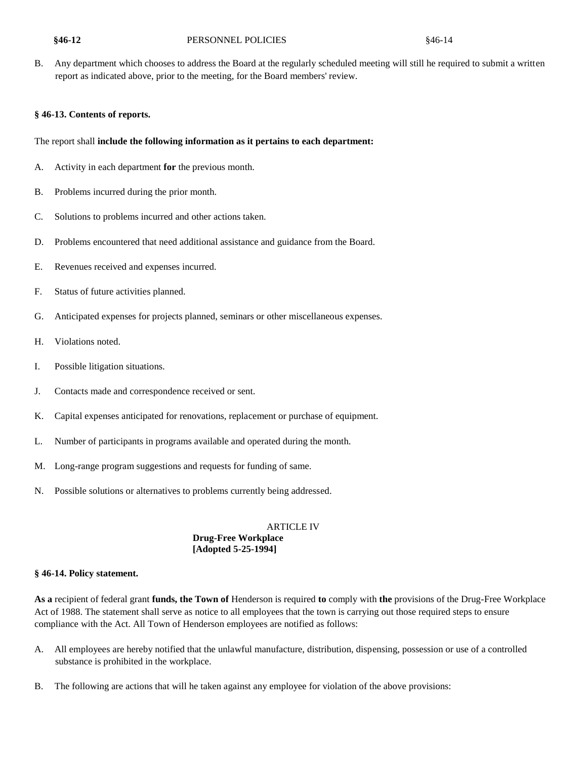B. Any department which chooses to address the Board at the regularly scheduled meeting will still he required to submit a written report as indicated above, prior to the meeting, for the Board members' review.

### § 46-13. Contents of reports.

The report shall **include the following information as it pertains to each department:**

A. Activity in each department **for** the previous month.

B. Problems incurred during the prior month.

C. Solutions to problems incurred and other actions taken.

D. Problems encountered that need additional assistance and guidance from the Board.

E. Revenues received and expenses incurred.

F. Status of future activities planned.

G. Anticipated expenses for projects planned, seminars or other miscellaneous expenses.

H. Violations noted.

I. Possible litigation situations.

J. Contacts made and correspondence received or sent.

K. Capital expenses anticipated for renovations, replacement or purchase of equipment.

L. Number of participants in programs available and operated during the month.

M. Long-range program suggestions and requests for funding of same.

N. Possible solutions or alternatives to problems currently being addressed.

## ARTICLE IV
## Drug-Free Workplace
**[Adopted 5-25-1994]**

### § 46-14. Policy statement.

**As a** recipient of federal grant **funds, the Town of** Henderson is required **to** comply with **the** provisions of the Drug-Free Workplace Act of 1988. The statement shall serve as notice to all employees that the town is carrying out those required steps to ensure compliance with the Act. All Town of Henderson employees are notified as follows:

A. All employees are hereby notified that the unlawful manufacture, distribution, dispensing, possession or use of a controlled substance is prohibited in the workplace.

B. The following are actions that will he taken against any employee for violation of the above provisions: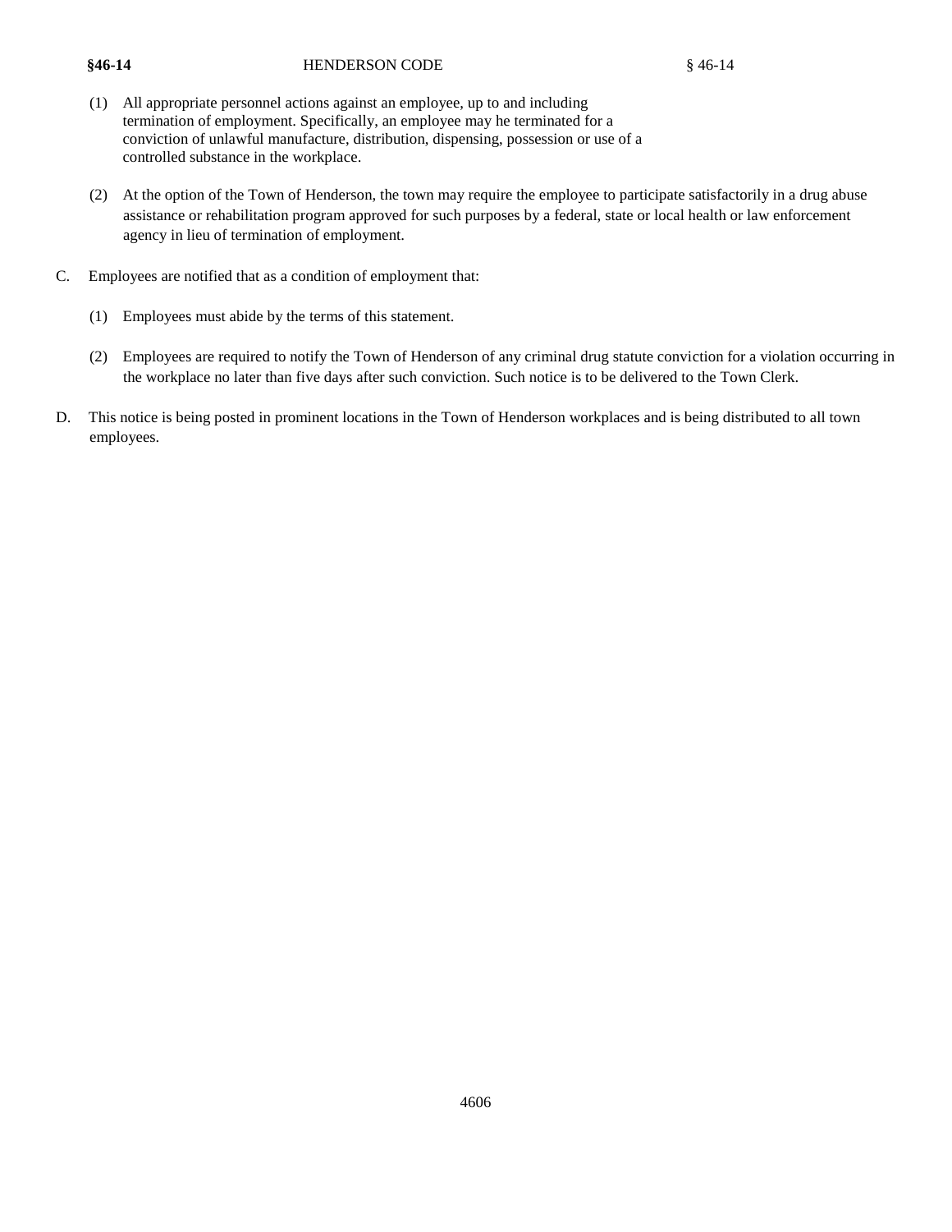(1) All appropriate personnel actions against an employee, up to and including termination of employment. Specifically, an employee may he terminated for a conviction of unlawful manufacture, distribution, dispensing, possession or use of a controlled substance in the workplace.

(2) At the option of the Town of Henderson, the town may require the employee to participate satisfactorily in a drug abuse assistance or rehabilitation program approved for such purposes by a federal, state or local health or law enforcement agency in lieu of termination of employment.

C. Employees are notified that as a condition of employment that:

(1) Employees must abide by the terms of this statement.

(2) Employees are required to notify the Town of Henderson of any criminal drug statute conviction for a violation occurring in the workplace no later than five days after such conviction. Such notice is to be delivered to the Town Clerk.

D. This notice is being posted in prominent locations in the Town of Henderson workplaces and is being distributed to all town employees.